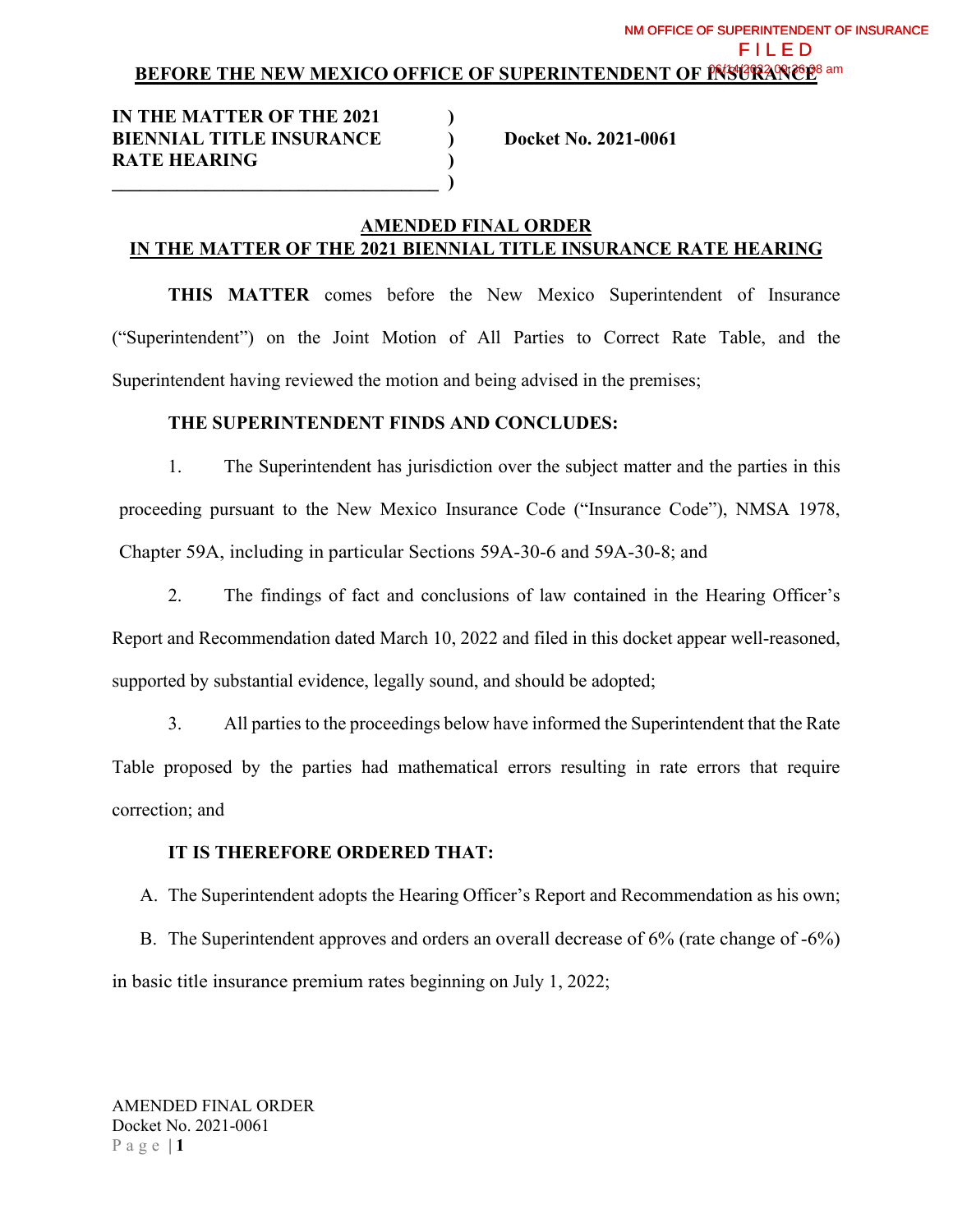NM OFFICE OF SUPERINTENDENT OF INSURANCE
F I L E D
06/14/2022 09:26:38 am

**BEFORE THE NEW MEXICO OFFICE OF SUPERINTENDENT OF INSURANCE**

**IN THE MATTER OF THE 2021 BIENNIAL TITLE INSURANCE RATE HEARING** )

**Docket No. 2021-0061**

## AMENDED FINAL ORDER
## IN THE MATTER OF THE 2021 BIENNIAL TITLE INSURANCE RATE HEARING

**THIS MATTER** comes before the New Mexico Superintendent of Insurance ("Superintendent") on the Joint Motion of All Parties to Correct Rate Table, and the Superintendent having reviewed the motion and being advised in the premises;

**THE SUPERINTENDENT FINDS AND CONCLUDES:**

1. The Superintendent has jurisdiction over the subject matter and the parties in this proceeding pursuant to the New Mexico Insurance Code ("Insurance Code"), NMSA 1978, Chapter 59A, including in particular Sections 59A-30-6 and 59A-30-8; and

2. The findings of fact and conclusions of law contained in the Hearing Officer's Report and Recommendation dated March 10, 2022 and filed in this docket appear well-reasoned, supported by substantial evidence, legally sound, and should be adopted;

3. All parties to the proceedings below have informed the Superintendent that the Rate Table proposed by the parties had mathematical errors resulting in rate errors that require correction; and

**IT IS THEREFORE ORDERED THAT:**

A. The Superintendent adopts the Hearing Officer's Report and Recommendation as his own;

B. The Superintendent approves and orders an overall decrease of 6% (rate change of -6%) in basic title insurance premium rates beginning on July 1, 2022;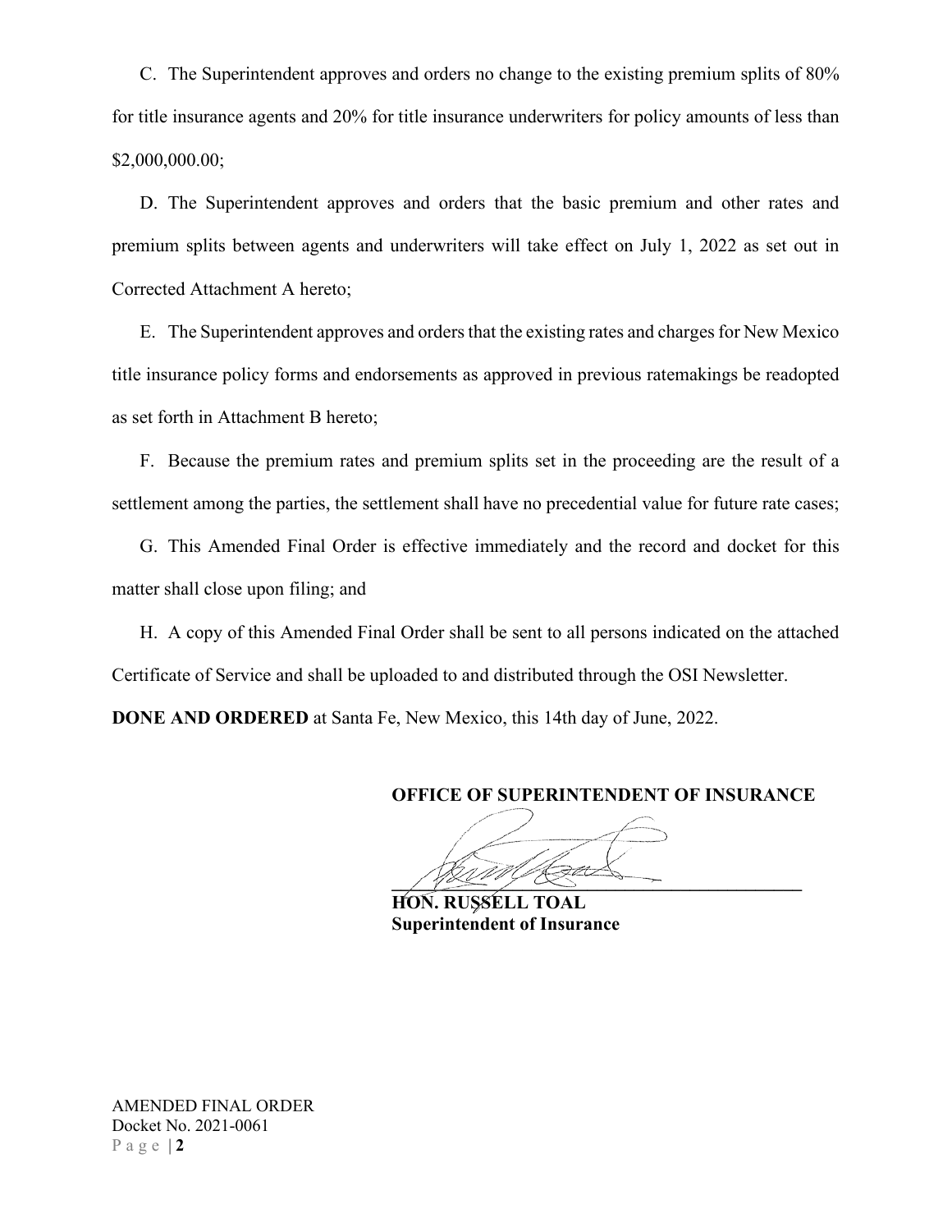C. The Superintendent approves and orders no change to the existing premium splits of 80% for title insurance agents and 20% for title insurance underwriters for policy amounts of less than $2,000,000.00;

D. The Superintendent approves and orders that the basic premium and other rates and premium splits between agents and underwriters will take effect on July 1, 2022 as set out in Corrected Attachment A hereto;

E. The Superintendent approves and orders that the existing rates and charges for New Mexico title insurance policy forms and endorsements as approved in previous ratemakings be readopted as set forth in Attachment B hereto;

F. Because the premium rates and premium splits set in the proceeding are the result of a settlement among the parties, the settlement shall have no precedential value for future rate cases;

G. This Amended Final Order is effective immediately and the record and docket for this matter shall close upon filing; and

H. A copy of this Amended Final Order shall be sent to all persons indicated on the attached Certificate of Service and shall be uploaded to and distributed through the OSI Newsletter.

**DONE AND ORDERED** at Santa Fe, New Mexico, this 14th day of June, 2022.

**OFFICE OF SUPERINTENDENT OF INSURANCE**

\_\_\_\_\_\_\_\_\_\_\_\_\_\_\_\_\_\_\_\_\_\_\_\_\_\_\_\_\_\_\_\_\_\_\_\_\_\_\_\_

**HON. RUSSELL TOAL**
**Superintendent of Insurance**

AMENDED FINAL ORDER
Docket No. 2021-0061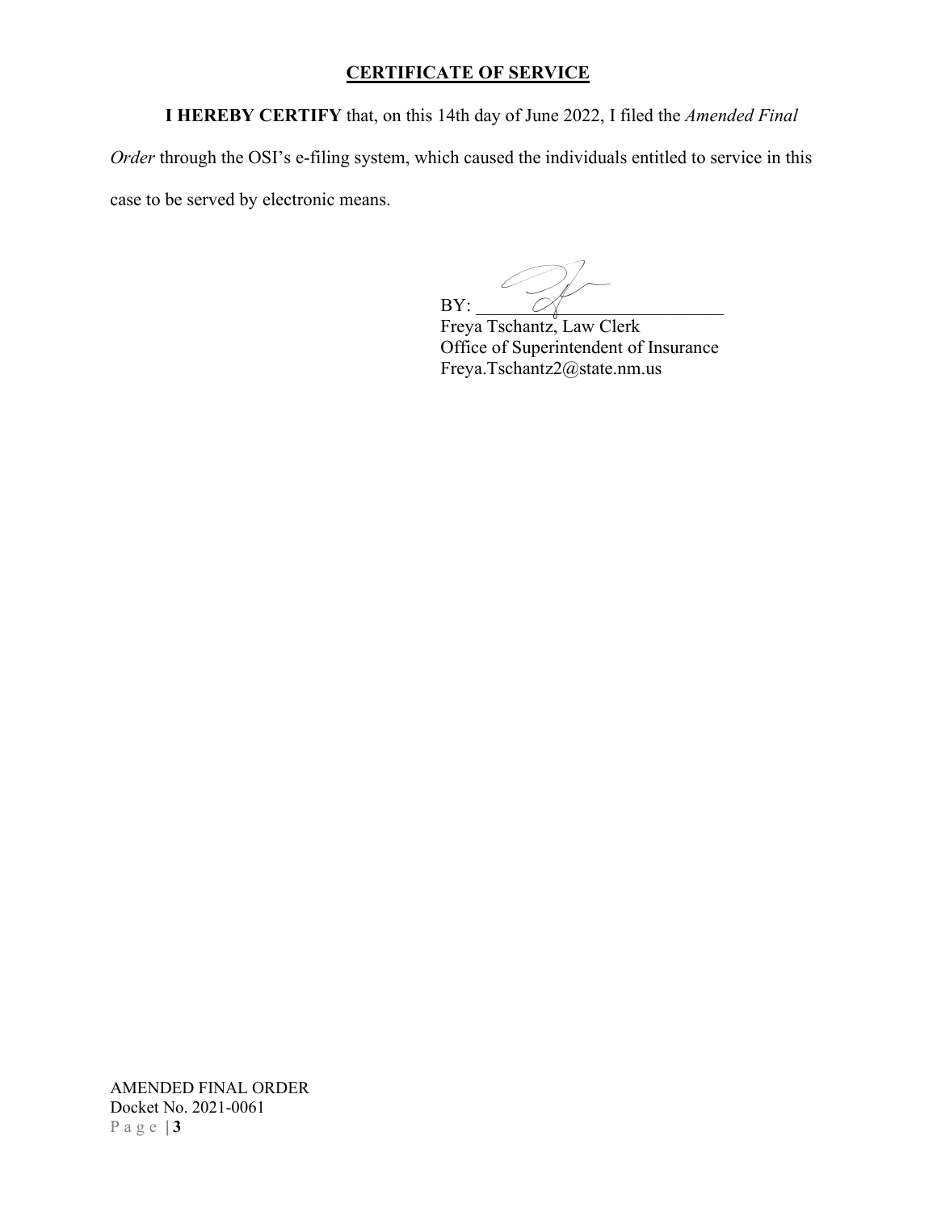**<u>CERTIFICATE OF SERVICE</u>**

**I HEREBY CERTIFY** that, on this 14th day of June 2022, I filed the *Amended Final Order* through the OSI's e-filing system, which caused the individuals entitled to service in this case to be served by electronic means.

BY: ______________________________
Freya Tschantz, Law Clerk
Office of Superintendent of Insurance
Freya.Tschantz2@state.nm.us

AMENDED FINAL ORDER
Docket No. 2021-0061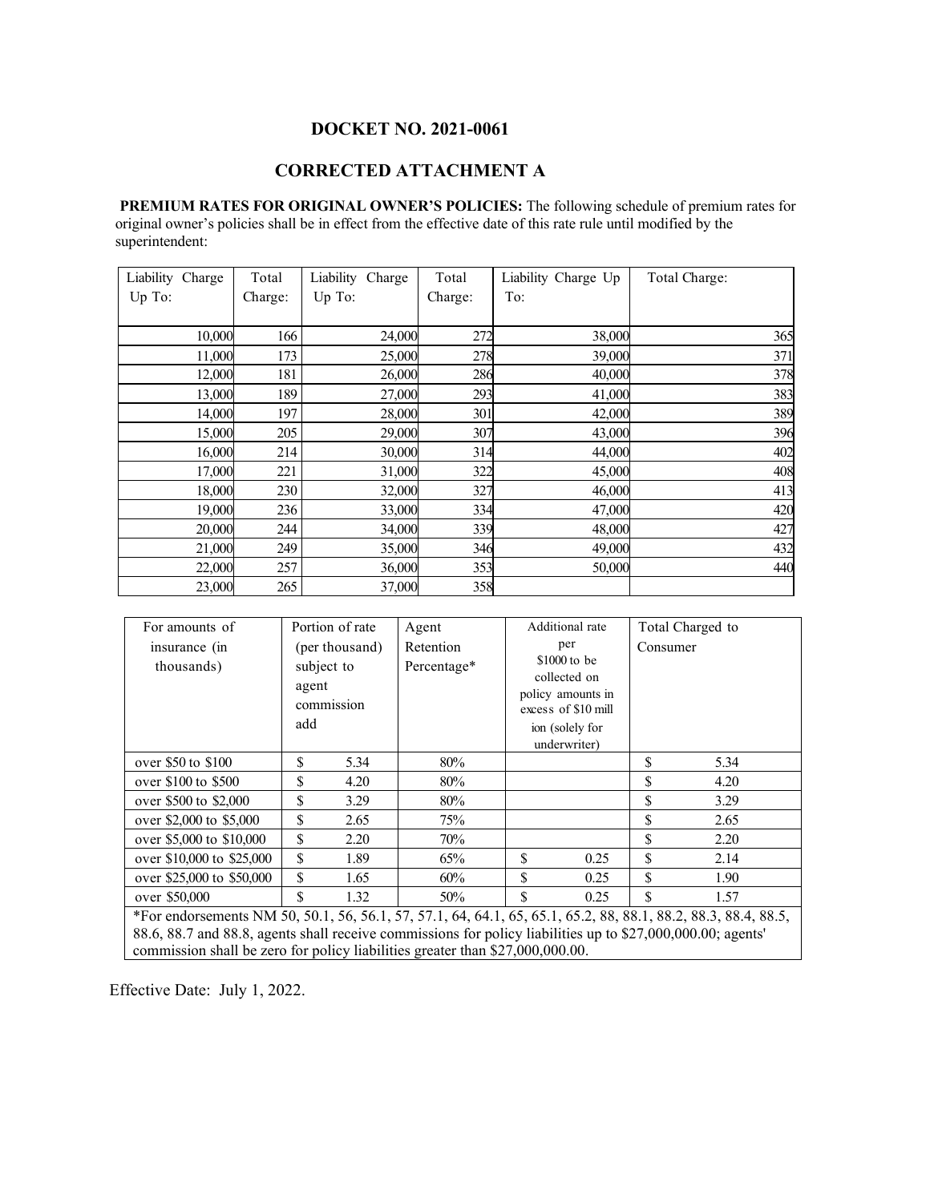## DOCKET NO. 2021-0061

## CORRECTED ATTACHMENT A

**PREMIUM RATES FOR ORIGINAL OWNER'S POLICIES:** The following schedule of premium rates for original owner's policies shall be in effect from the effective date of this rate rule until modified by the superintendent:

| Liability Charge Up To: | Total Charge: | Liability Charge Up To: | Total Charge: | Liability Charge Up To: | Total Charge: |
|---|---|---|---|---|---|
| 10,000 | 166 | 24,000 | 272 | 38,000 | 365 |
| 11,000 | 173 | 25,000 | 278 | 39,000 | 371 |
| 12,000 | 181 | 26,000 | 286 | 40,000 | 378 |
| 13,000 | 189 | 27,000 | 293 | 41,000 | 383 |
| 14,000 | 197 | 28,000 | 301 | 42,000 | 389 |
| 15,000 | 205 | 29,000 | 307 | 43,000 | 396 |
| 16,000 | 214 | 30,000 | 314 | 44,000 | 402 |
| 17,000 | 221 | 31,000 | 322 | 45,000 | 408 |
| 18,000 | 230 | 32,000 | 327 | 46,000 | 413 |
| 19,000 | 236 | 33,000 | 334 | 47,000 | 420 |
| 20,000 | 244 | 34,000 | 339 | 48,000 | 427 |
| 21,000 | 249 | 35,000 | 346 | 49,000 | 432 |
| 22,000 | 257 | 36,000 | 353 | 50,000 | 440 |
| 23,000 | 265 | 37,000 | 358 | | |

| For amounts of insurance (in thousands) | Portion of rate (per thousand) subject to agent commission add | Agent Retention Percentage* | Additional rate per $1000 to be collected on policy amounts in excess of $10 million (solely for underwriter) | Total Charged to Consumer |
|---|---|---|---|---|
| over $50 to $100 | $ 5.34 | 80% | | $ 5.34 |
| over $100 to $500 | $ 4.20 | 80% | | $ 4.20 |
| over $500 to $2,000 | $ 3.29 | 80% | | $ 3.29 |
| over $2,000 to $5,000 | $ 2.65 | 75% | | $ 2.65 |
| over $5,000 to $10,000 | $ 2.20 | 70% | | $ 2.20 |
| over $10,000 to $25,000 | $ 1.89 | 65% | $ 0.25 | $ 2.14 |
| over $25,000 to $50,000 | $ 1.65 | 60% | $ 0.25 | $ 1.90 |
| over $50,000 | $ 1.32 | 50% | $ 0.25 | $ 1.57 |

*For endorsements NM 50, 50.1, 56, 56.1, 57, 57.1, 64, 64.1, 65, 65.1, 65.2, 88, 88.1, 88.2, 88.3, 88.4, 88.5, 88.6, 88.7 and 88.8, agents shall receive commissions for policy liabilities up to $27,000,000.00; agents' commission shall be zero for policy liabilities greater than $27,000,000.00.

Effective Date: July 1, 2022.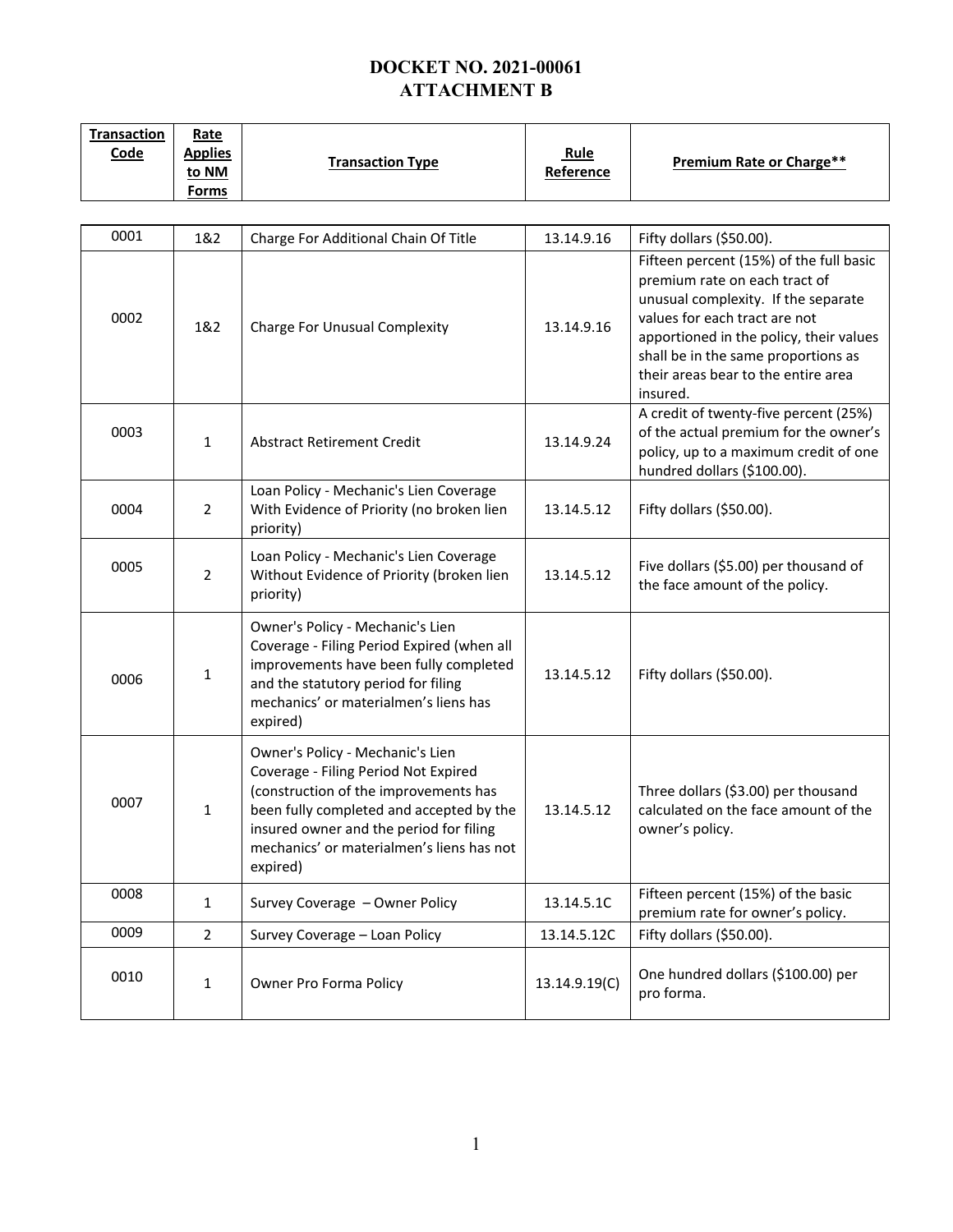# DOCKET NO. 2021-00061
# ATTACHMENT B

| Transaction Code | Rate Applies to NM Forms | Transaction Type | Rule Reference | Premium Rate or Charge** |
|---|---|---|---|---|
| 0001 | 1&2 | Charge For Additional Chain Of Title | 13.14.9.16 | Fifty dollars ($50.00). |
| 0002 | 1&2 | Charge For Unusual Complexity | 13.14.9.16 | Fifteen percent (15%) of the full basic premium rate on each tract of unusual complexity. If the separate values for each tract are not apportioned in the policy, their values shall be in the same proportions as their areas bear to the entire area insured. |
| 0003 | 1 | Abstract Retirement Credit | 13.14.9.24 | A credit of twenty-five percent (25%) of the actual premium for the owner's policy, up to a maximum credit of one hundred dollars ($100.00). |
| 0004 | 2 | Loan Policy - Mechanic's Lien Coverage With Evidence of Priority (no broken lien priority) | 13.14.5.12 | Fifty dollars ($50.00). |
| 0005 | 2 | Loan Policy - Mechanic's Lien Coverage Without Evidence of Priority (broken lien priority) | 13.14.5.12 | Five dollars ($5.00) per thousand of the face amount of the policy. |
| 0006 | 1 | Owner's Policy - Mechanic's Lien Coverage - Filing Period Expired (when all improvements have been fully completed and the statutory period for filing mechanics' or materialmen's liens has expired) | 13.14.5.12 | Fifty dollars ($50.00). |
| 0007 | 1 | Owner's Policy - Mechanic's Lien Coverage - Filing Period Not Expired (construction of the improvements has been fully completed and accepted by the insured owner and the period for filing mechanics' or materialmen's liens has not expired) | 13.14.5.12 | Three dollars ($3.00) per thousand calculated on the face amount of the owner's policy. |
| 0008 | 1 | Survey Coverage – Owner Policy | 13.14.5.1C | Fifteen percent (15%) of the basic premium rate for owner's policy. |
| 0009 | 2 | Survey Coverage – Loan Policy | 13.14.5.12C | Fifty dollars ($50.00). |
| 0010 | 1 | Owner Pro Forma Policy | 13.14.9.19(C) | One hundred dollars ($100.00) per pro forma. |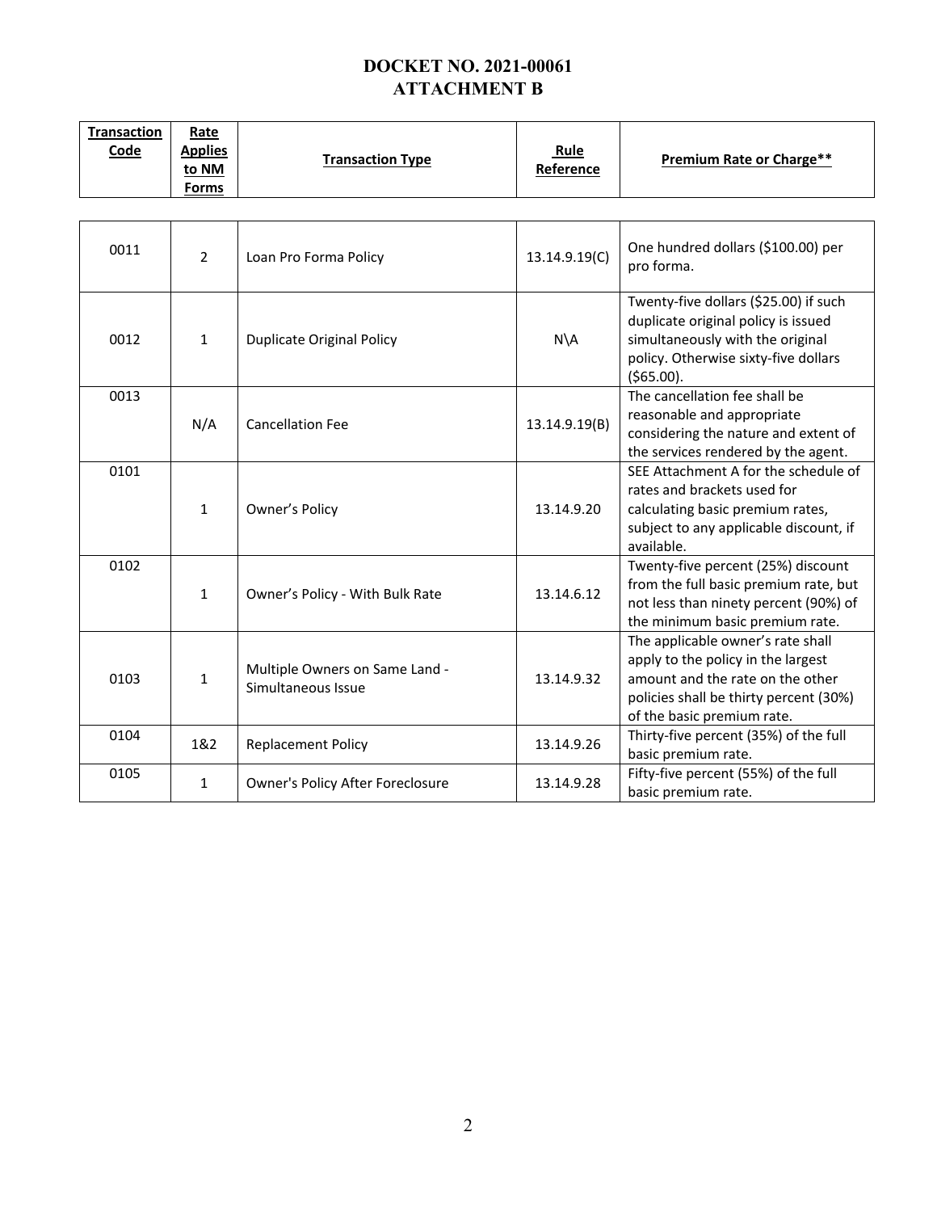# DOCKET NO. 2021-00061
# ATTACHMENT B

| Transaction Code | Rate Applies to NM Forms | Transaction Type | Rule Reference | Premium Rate or Charge** |
|---|---|---|---|---|
| 0011 | 2 | Loan Pro Forma Policy | 13.14.9.19(C) | One hundred dollars ($100.00) per pro forma. |
| 0012 | 1 | Duplicate Original Policy | N\A | Twenty-five dollars ($25.00) if such duplicate original policy is issued simultaneously with the original policy. Otherwise sixty-five dollars ($65.00). |
| 0013 | N/A | Cancellation Fee | 13.14.9.19(B) | The cancellation fee shall be reasonable and appropriate considering the nature and extent of the services rendered by the agent. |
| 0101 | 1 | Owner's Policy | 13.14.9.20 | SEE Attachment A for the schedule of rates and brackets used for calculating basic premium rates, subject to any applicable discount, if available. |
| 0102 | 1 | Owner's Policy - With Bulk Rate | 13.14.6.12 | Twenty-five percent (25%) discount from the full basic premium rate, but not less than ninety percent (90%) of the minimum basic premium rate. |
| 0103 | 1 | Multiple Owners on Same Land - Simultaneous Issue | 13.14.9.32 | The applicable owner's rate shall apply to the policy in the largest amount and the rate on the other policies shall be thirty percent (30%) of the basic premium rate. |
| 0104 | 1&2 | Replacement Policy | 13.14.9.26 | Thirty-five percent (35%) of the full basic premium rate. |
| 0105 | 1 | Owner's Policy After Foreclosure | 13.14.9.28 | Fifty-five percent (55%) of the full basic premium rate. |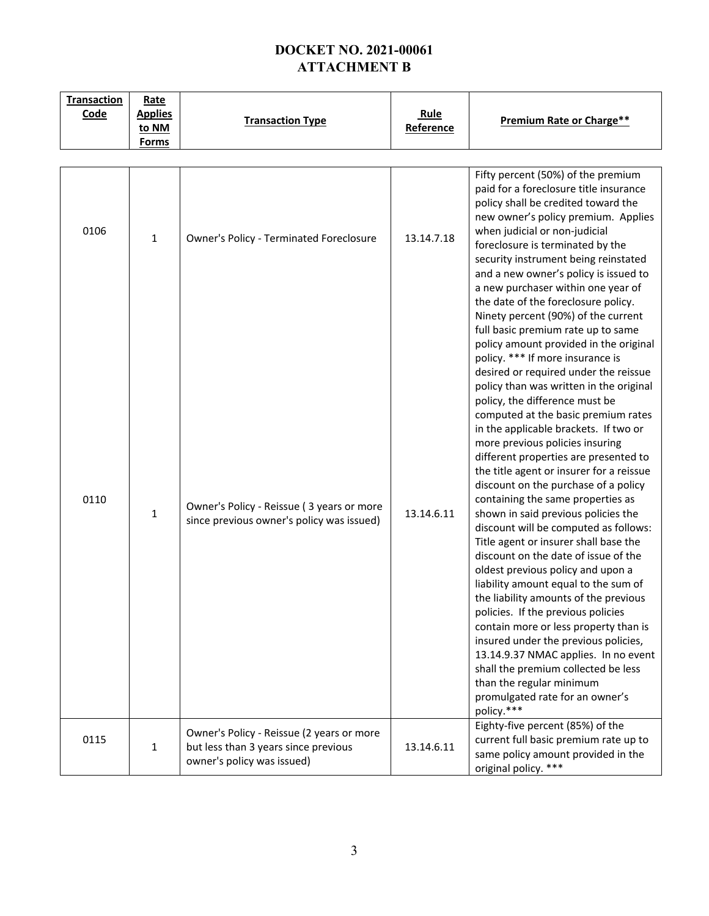**DOCKET NO. 2021-00061**
**ATTACHMENT B**

| Transaction Code | Rate Applies to NM Forms | Transaction Type | Rule Reference | Premium Rate or Charge** |
|---|---|---|---|---|
| 0106 | 1 | Owner's Policy - Terminated Foreclosure | 13.14.7.18 | Fifty percent (50%) of the premium paid for a foreclosure title insurance policy shall be credited toward the new owner's policy premium. Applies when judicial or non-judicial foreclosure is terminated by the security instrument being reinstated and a new owner's policy is issued to a new purchaser within one year of the date of the foreclosure policy. |
| 0110 | 1 | Owner's Policy - Reissue ( 3 years or more since previous owner's policy was issued) | 13.14.6.11 | Ninety percent (90%) of the current full basic premium rate up to same policy amount provided in the original policy. *** If more insurance is desired or required under the reissue policy than was written in the original policy, the difference must be computed at the basic premium rates in the applicable brackets. If two or more previous policies insuring different properties are presented to the title agent or insurer for a reissue discount on the purchase of a policy containing the same properties as shown in said previous policies the discount will be computed as follows: Title agent or insurer shall base the discount on the date of issue of the oldest previous policy and upon a liability amount equal to the sum of the liability amounts of the previous policies. If the previous policies contain more or less property than is insured under the previous policies, 13.14.9.37 NMAC applies. In no event shall the premium collected be less than the regular minimum promulgated rate for an owner's policy.*** |
| 0115 | 1 | Owner's Policy - Reissue (2 years or more but less than 3 years since previous owner's policy was issued) | 13.14.6.11 | Eighty-five percent (85%) of the current full basic premium rate up to same policy amount provided in the original policy. *** |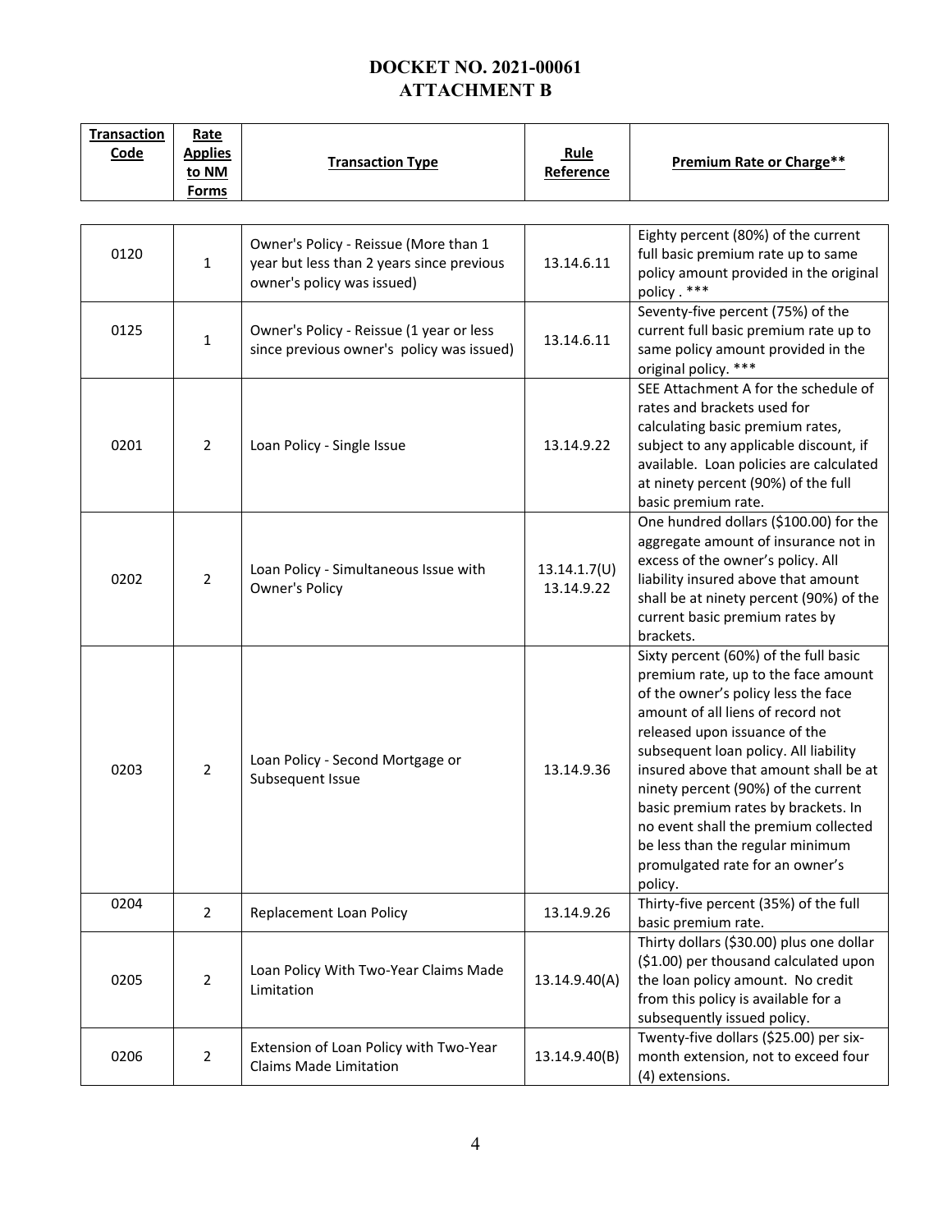# DOCKET NO. 2021-00061
# ATTACHMENT B

| Transaction Code | Rate Applies to NM Forms | Transaction Type | Rule Reference | Premium Rate or Charge** |
|---|---|---|---|---|
| 0120 | 1 | Owner's Policy - Reissue (More than 1 year but less than 2 years since previous owner's policy was issued) | 13.14.6.11 | Eighty percent (80%) of the current full basic premium rate up to same policy amount provided in the original policy . *** |
| 0125 | 1 | Owner's Policy - Reissue (1 year or less since previous owner's policy was issued) | 13.14.6.11 | Seventy-five percent (75%) of the current full basic premium rate up to same policy amount provided in the original policy. *** |
| 0201 | 2 | Loan Policy - Single Issue | 13.14.9.22 | SEE Attachment A for the schedule of rates and brackets used for calculating basic premium rates, subject to any applicable discount, if available. Loan policies are calculated at ninety percent (90%) of the full basic premium rate. |
| 0202 | 2 | Loan Policy - Simultaneous Issue with Owner's Policy | 13.14.1.7(U) 13.14.9.22 | One hundred dollars ($100.00) for the aggregate amount of insurance not in excess of the owner's policy. All liability insured above that amount shall be at ninety percent (90%) of the current basic premium rates by brackets. |
| 0203 | 2 | Loan Policy - Second Mortgage or Subsequent Issue | 13.14.9.36 | Sixty percent (60%) of the full basic premium rate, up to the face amount of the owner's policy less the face amount of all liens of record not released upon issuance of the subsequent loan policy. All liability insured above that amount shall be at ninety percent (90%) of the current basic premium rates by brackets. In no event shall the premium collected be less than the regular minimum promulgated rate for an owner's policy. |
| 0204 | 2 | Replacement Loan Policy | 13.14.9.26 | Thirty-five percent (35%) of the full basic premium rate. |
| 0205 | 2 | Loan Policy With Two-Year Claims Made Limitation | 13.14.9.40(A) | Thirty dollars ($30.00) plus one dollar ($1.00) per thousand calculated upon the loan policy amount. No credit from this policy is available for a subsequently issued policy. |
| 0206 | 2 | Extension of Loan Policy with Two-Year Claims Made Limitation | 13.14.9.40(B) | Twenty-five dollars ($25.00) per six-month extension, not to exceed four (4) extensions. |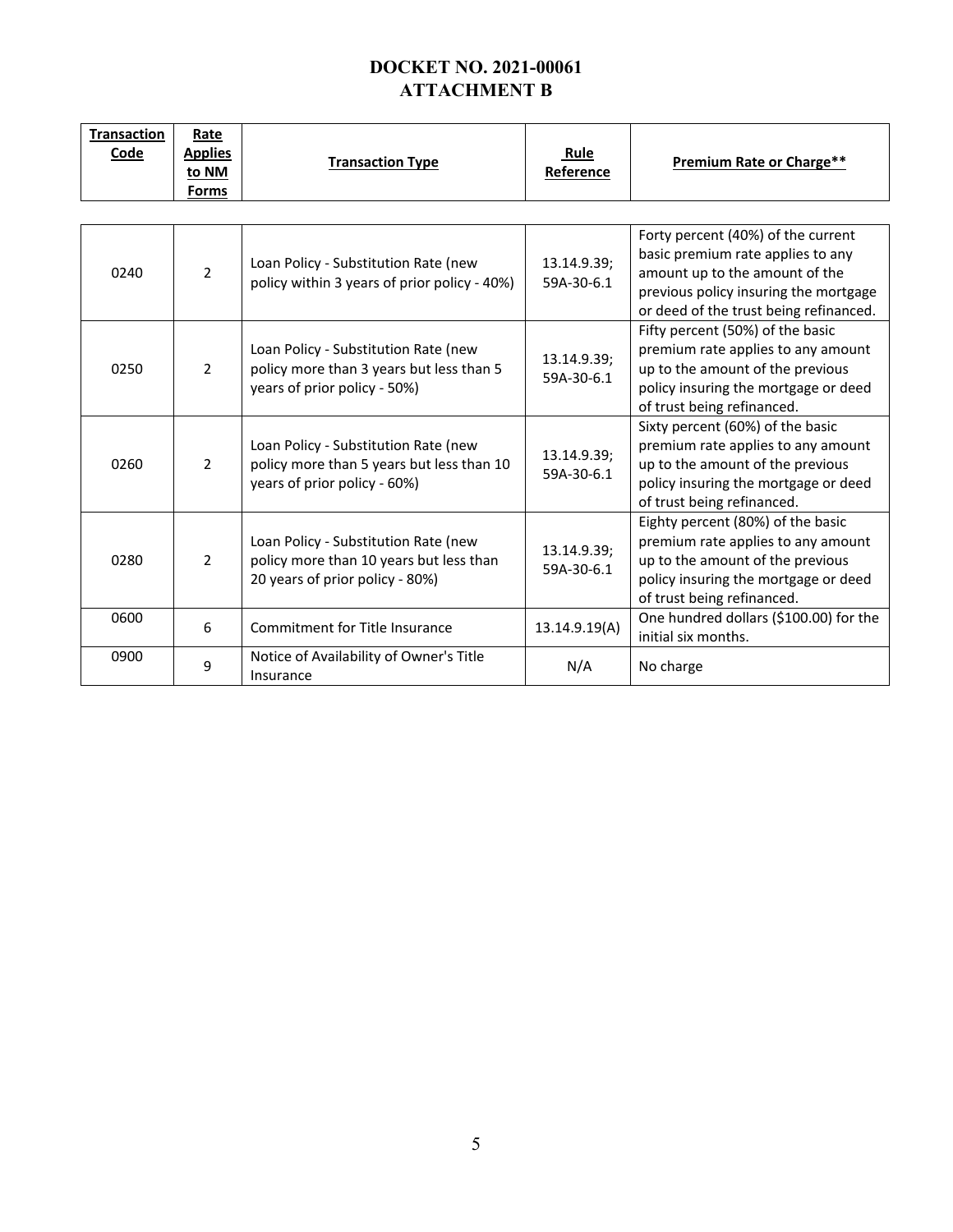# DOCKET NO. 2021-00061
# ATTACHMENT B

| Transaction Code | Rate Applies to NM Forms | Transaction Type | Rule Reference | Premium Rate or Charge** |
|---|---|---|---|---|
| 0240 | 2 | Loan Policy - Substitution Rate (new policy within 3 years of prior policy - 40%) | 13.14.9.39; 59A-30-6.1 | Forty percent (40%) of the current basic premium rate applies to any amount up to the amount of the previous policy insuring the mortgage or deed of the trust being refinanced. |
| 0250 | 2 | Loan Policy - Substitution Rate (new policy more than 3 years but less than 5 years of prior policy - 50%) | 13.14.9.39; 59A-30-6.1 | Fifty percent (50%) of the basic premium rate applies to any amount up to the amount of the previous policy insuring the mortgage or deed of trust being refinanced. |
| 0260 | 2 | Loan Policy - Substitution Rate (new policy more than 5 years but less than 10 years of prior policy - 60%) | 13.14.9.39; 59A-30-6.1 | Sixty percent (60%) of the basic premium rate applies to any amount up to the amount of the previous policy insuring the mortgage or deed of trust being refinanced. |
| 0280 | 2 | Loan Policy - Substitution Rate (new policy more than 10 years but less than 20 years of prior policy - 80%) | 13.14.9.39; 59A-30-6.1 | Eighty percent (80%) of the basic premium rate applies to any amount up to the amount of the previous policy insuring the mortgage or deed of trust being refinanced. |
| 0600 | 6 | Commitment for Title Insurance | 13.14.9.19(A) | One hundred dollars ($100.00) for the initial six months. |
| 0900 | 9 | Notice of Availability of Owner's Title Insurance | N/A | No charge |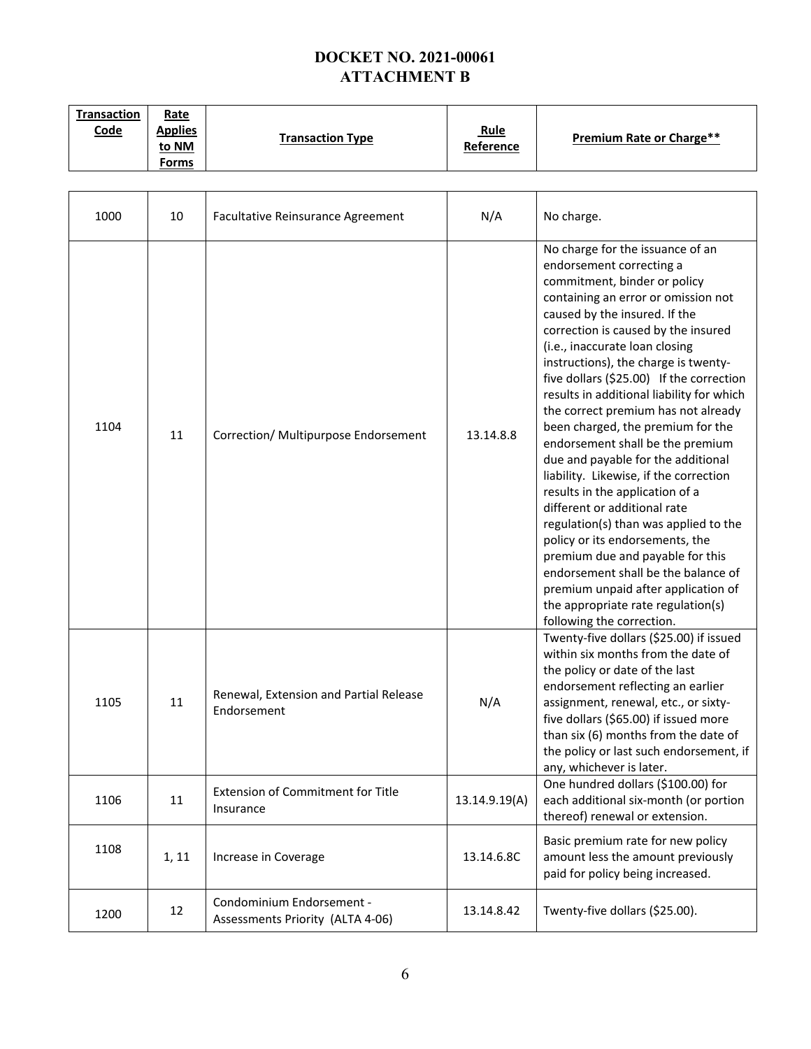# DOCKET NO. 2021-00061
# ATTACHMENT B

| Transaction Code | Rate Applies to NM Forms | Transaction Type | Rule Reference | Premium Rate or Charge** |
|---|---|---|---|---|
| 1000 | 10 | Facultative Reinsurance Agreement | N/A | No charge. |
| 1104 | 11 | Correction/ Multipurpose Endorsement | 13.14.8.8 | No charge for the issuance of an endorsement correcting a commitment, binder or policy containing an error or omission not caused by the insured. If the correction is caused by the insured (i.e., inaccurate loan closing instructions), the charge is twenty-five dollars ($25.00) If the correction results in additional liability for which the correct premium has not already been charged, the premium for the endorsement shall be the premium due and payable for the additional liability. Likewise, if the correction results in the application of a different or additional rate regulation(s) than was applied to the policy or its endorsements, the premium due and payable for this endorsement shall be the balance of premium unpaid after application of the appropriate rate regulation(s) following the correction. |
| 1105 | 11 | Renewal, Extension and Partial Release Endorsement | N/A | Twenty-five dollars ($25.00) if issued within six months from the date of the policy or date of the last endorsement reflecting an earlier assignment, renewal, etc., or sixty-five dollars ($65.00) if issued more than six (6) months from the date of the policy or last such endorsement, if any, whichever is later. |
| 1106 | 11 | Extension of Commitment for Title Insurance | 13.14.9.19(A) | One hundred dollars ($100.00) for each additional six-month (or portion thereof) renewal or extension. |
| 1108 | 1, 11 | Increase in Coverage | 13.14.6.8C | Basic premium rate for new policy amount less the amount previously paid for policy being increased. |
| 1200 | 12 | Condominium Endorsement - Assessments Priority (ALTA 4-06) | 13.14.8.42 | Twenty-five dollars ($25.00). |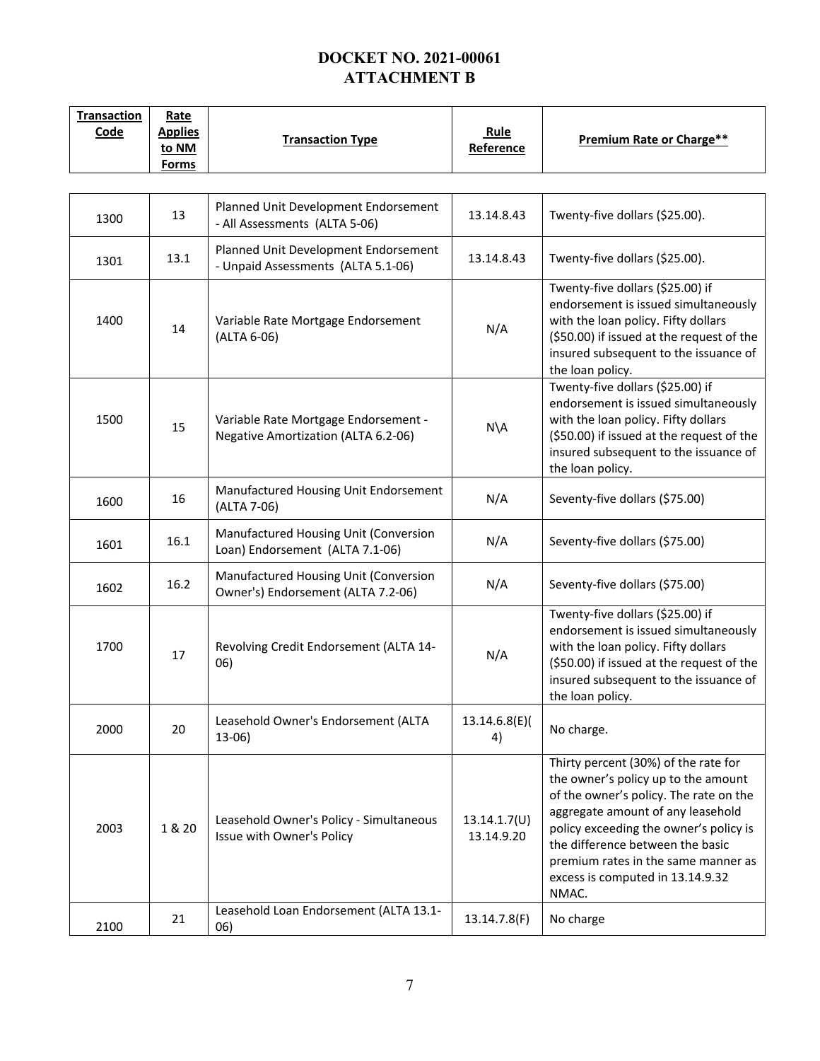# DOCKET NO. 2021-00061
# ATTACHMENT B

| Transaction Code | Rate Applies to NM Forms | Transaction Type | Rule Reference | Premium Rate or Charge** |
|---|---|---|---|---|
| 1300 | 13 | Planned Unit Development Endorsement - All Assessments (ALTA 5-06) | 13.14.8.43 | Twenty-five dollars ($25.00). |
| 1301 | 13.1 | Planned Unit Development Endorsement - Unpaid Assessments (ALTA 5.1-06) | 13.14.8.43 | Twenty-five dollars ($25.00). |
| 1400 | 14 | Variable Rate Mortgage Endorsement (ALTA 6-06) | N/A | Twenty-five dollars ($25.00) if endorsement is issued simultaneously with the loan policy. Fifty dollars ($50.00) if issued at the request of the insured subsequent to the issuance of the loan policy. |
| 1500 | 15 | Variable Rate Mortgage Endorsement - Negative Amortization (ALTA 6.2-06) | N\A | Twenty-five dollars ($25.00) if endorsement is issued simultaneously with the loan policy. Fifty dollars ($50.00) if issued at the request of the insured subsequent to the issuance of the loan policy. |
| 1600 | 16 | Manufactured Housing Unit Endorsement (ALTA 7-06) | N/A | Seventy-five dollars ($75.00) |
| 1601 | 16.1 | Manufactured Housing Unit (Conversion Loan) Endorsement (ALTA 7.1-06) | N/A | Seventy-five dollars ($75.00) |
| 1602 | 16.2 | Manufactured Housing Unit (Conversion Owner's) Endorsement (ALTA 7.2-06) | N/A | Seventy-five dollars ($75.00) |
| 1700 | 17 | Revolving Credit Endorsement (ALTA 14-06) | N/A | Twenty-five dollars ($25.00) if endorsement is issued simultaneously with the loan policy. Fifty dollars ($50.00) if issued at the request of the insured subsequent to the issuance of the loan policy. |
| 2000 | 20 | Leasehold Owner's Endorsement (ALTA 13-06) | 13.14.6.8(E)(4) | No charge. |
| 2003 | 1 & 20 | Leasehold Owner's Policy - Simultaneous Issue with Owner's Policy | 13.14.1.7(U) 13.14.9.20 | Thirty percent (30%) of the rate for the owner's policy up to the amount of the owner's policy. The rate on the aggregate amount of any leasehold policy exceeding the owner's policy is the difference between the basic premium rates in the same manner as excess is computed in 13.14.9.32 NMAC. |
| 2100 | 21 | Leasehold Loan Endorsement (ALTA 13.1-06) | 13.14.7.8(F) | No charge |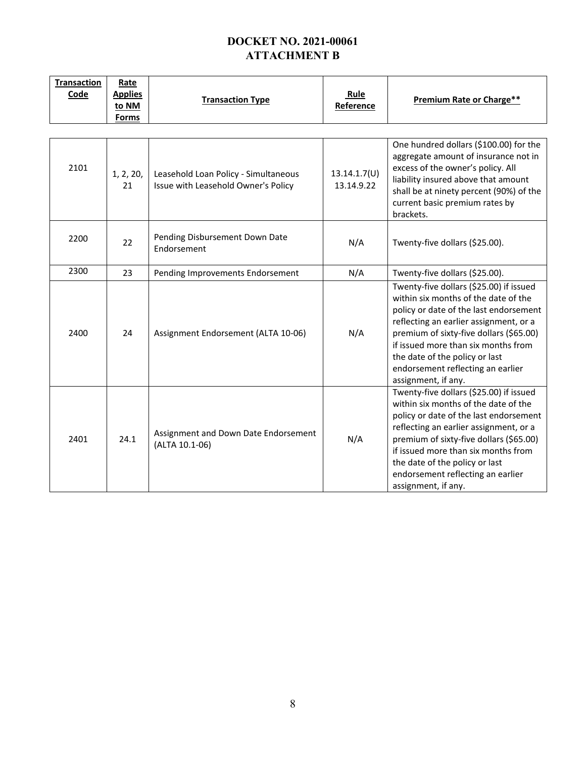# DOCKET NO. 2021-00061
# ATTACHMENT B

| Transaction Code | Rate Applies to NM Forms | Transaction Type | Rule Reference | Premium Rate or Charge** |
|---|---|---|---|---|
| 2101 | 1, 2, 20, 21 | Leasehold Loan Policy - Simultaneous Issue with Leasehold Owner's Policy | 13.14.1.7(U) 13.14.9.22 | One hundred dollars ($100.00) for the aggregate amount of insurance not in excess of the owner's policy. All liability insured above that amount shall be at ninety percent (90%) of the current basic premium rates by brackets. |
| 2200 | 22 | Pending Disbursement Down Date Endorsement | N/A | Twenty-five dollars ($25.00). |
| 2300 | 23 | Pending Improvements Endorsement | N/A | Twenty-five dollars ($25.00). |
| 2400 | 24 | Assignment Endorsement (ALTA 10-06) | N/A | Twenty-five dollars ($25.00) if issued within six months of the date of the policy or date of the last endorsement reflecting an earlier assignment, or a premium of sixty-five dollars ($65.00) if issued more than six months from the date of the policy or last endorsement reflecting an earlier assignment, if any. |
| 2401 | 24.1 | Assignment and Down Date Endorsement (ALTA 10.1-06) | N/A | Twenty-five dollars ($25.00) if issued within six months of the date of the policy or date of the last endorsement reflecting an earlier assignment, or a premium of sixty-five dollars ($65.00) if issued more than six months from the date of the policy or last endorsement reflecting an earlier assignment, if any. |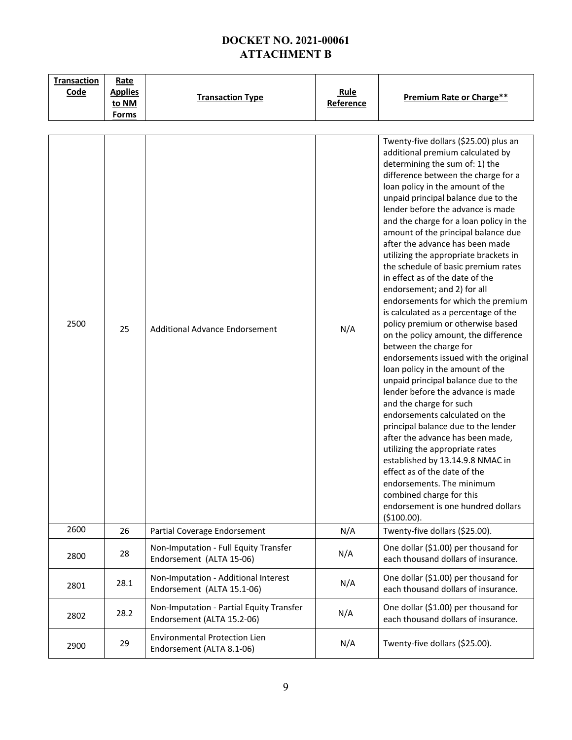# DOCKET NO. 2021-00061
# ATTACHMENT B

| Transaction Code | Rate Applies to NM Forms | Transaction Type | Rule Reference | Premium Rate or Charge** |
|---|---|---|---|---|
| 2500 | 25 | Additional Advance Endorsement | N/A | Twenty-five dollars ($25.00) plus an additional premium calculated by determining the sum of: 1) the difference between the charge for a loan policy in the amount of the unpaid principal balance due to the lender before the advance is made and the charge for a loan policy in the amount of the principal balance due after the advance has been made utilizing the appropriate brackets in the schedule of basic premium rates in effect as of the date of the endorsement; and 2) for all endorsements for which the premium is calculated as a percentage of the policy premium or otherwise based on the policy amount, the difference between the charge for endorsements issued with the original loan policy in the amount of the unpaid principal balance due to the lender before the advance is made and the charge for such endorsements calculated on the principal balance due to the lender after the advance has been made, utilizing the appropriate rates established by 13.14.9.8 NMAC in effect as of the date of the endorsements. The minimum combined charge for this endorsement is one hundred dollars ($100.00). |
| 2600 | 26 | Partial Coverage Endorsement | N/A | Twenty-five dollars ($25.00). |
| 2800 | 28 | Non-Imputation - Full Equity Transfer Endorsement (ALTA 15-06) | N/A | One dollar ($1.00) per thousand for each thousand dollars of insurance. |
| 2801 | 28.1 | Non-Imputation - Additional Interest Endorsement (ALTA 15.1-06) | N/A | One dollar ($1.00) per thousand for each thousand dollars of insurance. |
| 2802 | 28.2 | Non-Imputation - Partial Equity Transfer Endorsement (ALTA 15.2-06) | N/A | One dollar ($1.00) per thousand for each thousand dollars of insurance. |
| 2900 | 29 | Environmental Protection Lien Endorsement (ALTA 8.1-06) | N/A | Twenty-five dollars ($25.00). |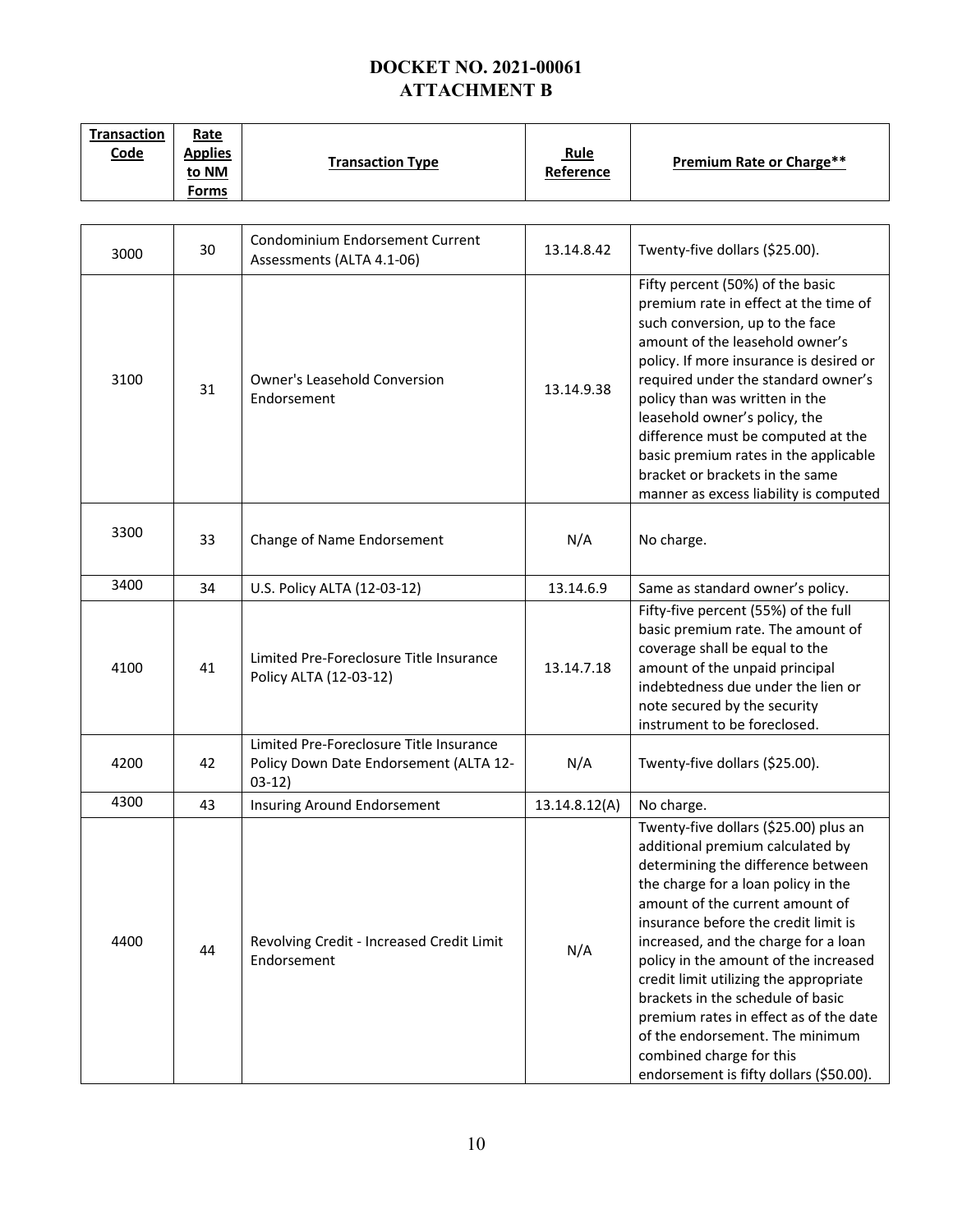# DOCKET NO. 2021-00061
# ATTACHMENT B

| Transaction Code | Rate Applies to NM Forms | Transaction Type | Rule Reference | Premium Rate or Charge** |
|---|---|---|---|---|
| 3000 | 30 | Condominium Endorsement Current Assessments (ALTA 4.1-06) | 13.14.8.42 | Twenty-five dollars ($25.00). |
| 3100 | 31 | Owner's Leasehold Conversion Endorsement | 13.14.9.38 | Fifty percent (50%) of the basic premium rate in effect at the time of such conversion, up to the face amount of the leasehold owner's policy. If more insurance is desired or required under the standard owner's policy than was written in the leasehold owner's policy, the difference must be computed at the basic premium rates in the applicable bracket or brackets in the same manner as excess liability is computed |
| 3300 | 33 | Change of Name Endorsement | N/A | No charge. |
| 3400 | 34 | U.S. Policy ALTA (12-03-12) | 13.14.6.9 | Same as standard owner's policy. |
| 4100 | 41 | Limited Pre-Foreclosure Title Insurance Policy ALTA (12-03-12) | 13.14.7.18 | Fifty-five percent (55%) of the full basic premium rate. The amount of coverage shall be equal to the amount of the unpaid principal indebtedness due under the lien or note secured by the security instrument to be foreclosed. |
| 4200 | 42 | Limited Pre-Foreclosure Title Insurance Policy Down Date Endorsement (ALTA 12-03-12) | N/A | Twenty-five dollars ($25.00). |
| 4300 | 43 | Insuring Around Endorsement | 13.14.8.12(A) | No charge. |
| 4400 | 44 | Revolving Credit - Increased Credit Limit Endorsement | N/A | Twenty-five dollars ($25.00) plus an additional premium calculated by determining the difference between the charge for a loan policy in the amount of the current amount of insurance before the credit limit is increased, and the charge for a loan policy in the amount of the increased credit limit utilizing the appropriate brackets in the schedule of basic premium rates in effect as of the date of the endorsement. The minimum combined charge for this endorsement is fifty dollars ($50.00). |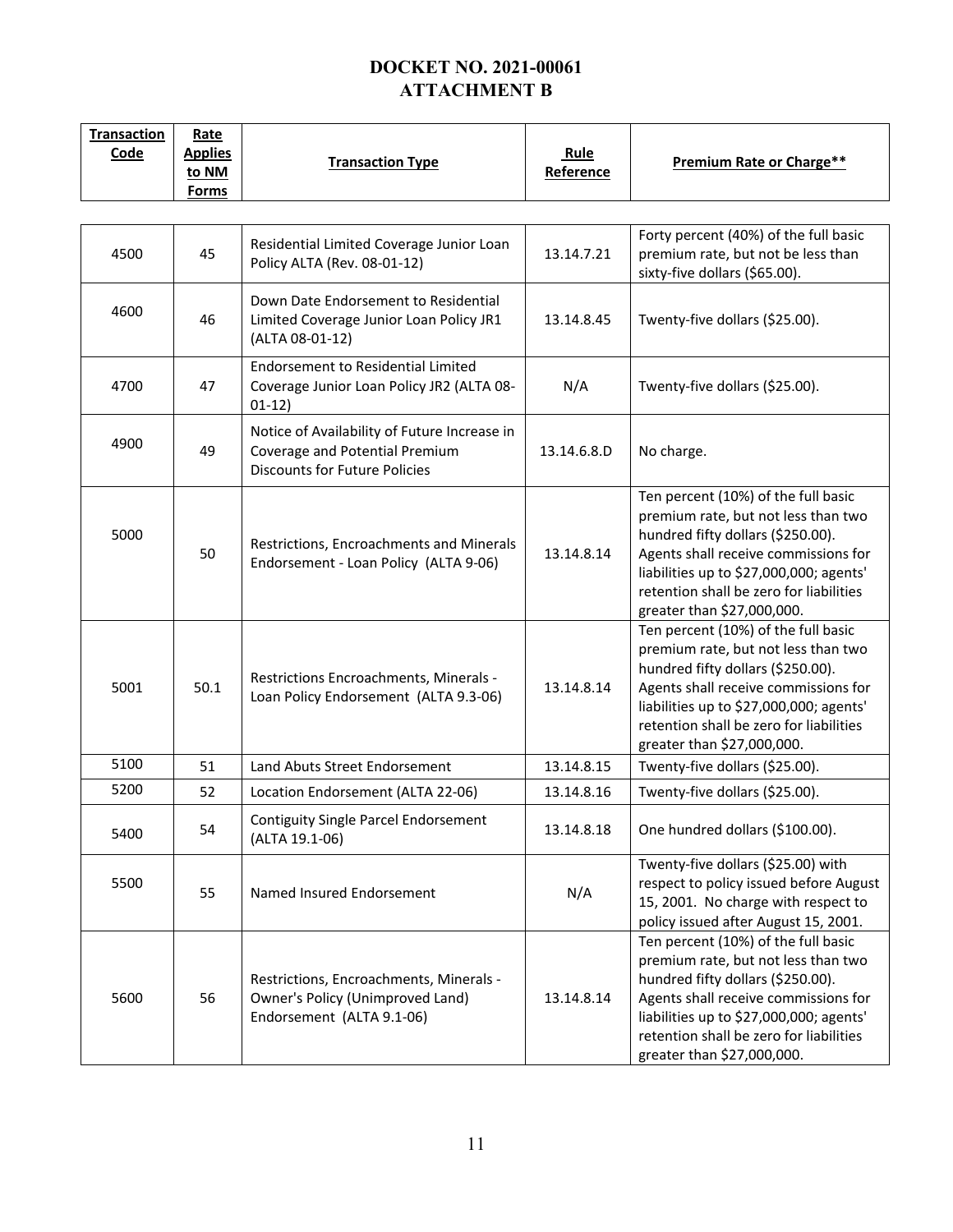# DOCKET NO. 2021-00061
# ATTACHMENT B

| Transaction Code | Rate Applies to NM Forms | Transaction Type | Rule Reference | Premium Rate or Charge** |
|---|---|---|---|---|
| 4500 | 45 | Residential Limited Coverage Junior Loan Policy ALTA (Rev. 08-01-12) | 13.14.7.21 | Forty percent (40%) of the full basic premium rate, but not be less than sixty-five dollars ($65.00). |
| 4600 | 46 | Down Date Endorsement to Residential Limited Coverage Junior Loan Policy JR1 (ALTA 08-01-12) | 13.14.8.45 | Twenty-five dollars ($25.00). |
| 4700 | 47 | Endorsement to Residential Limited Coverage Junior Loan Policy JR2 (ALTA 08-01-12) | N/A | Twenty-five dollars ($25.00). |
| 4900 | 49 | Notice of Availability of Future Increase in Coverage and Potential Premium Discounts for Future Policies | 13.14.6.8.D | No charge. |
| 5000 | 50 | Restrictions, Encroachments and Minerals Endorsement - Loan Policy (ALTA 9-06) | 13.14.8.14 | Ten percent (10%) of the full basic premium rate, but not less than two hundred fifty dollars ($250.00). Agents shall receive commissions for liabilities up to $27,000,000; agents' retention shall be zero for liabilities greater than $27,000,000. |
| 5001 | 50.1 | Restrictions Encroachments, Minerals - Loan Policy Endorsement (ALTA 9.3-06) | 13.14.8.14 | Ten percent (10%) of the full basic premium rate, but not less than two hundred fifty dollars ($250.00). Agents shall receive commissions for liabilities up to $27,000,000; agents' retention shall be zero for liabilities greater than $27,000,000. |
| 5100 | 51 | Land Abuts Street Endorsement | 13.14.8.15 | Twenty-five dollars ($25.00). |
| 5200 | 52 | Location Endorsement (ALTA 22-06) | 13.14.8.16 | Twenty-five dollars ($25.00). |
| 5400 | 54 | Contiguity Single Parcel Endorsement (ALTA 19.1-06) | 13.14.8.18 | One hundred dollars ($100.00). |
| 5500 | 55 | Named Insured Endorsement | N/A | Twenty-five dollars ($25.00) with respect to policy issued before August 15, 2001. No charge with respect to policy issued after August 15, 2001. |
| 5600 | 56 | Restrictions, Encroachments, Minerals - Owner's Policy (Unimproved Land) Endorsement (ALTA 9.1-06) | 13.14.8.14 | Ten percent (10%) of the full basic premium rate, but not less than two hundred fifty dollars ($250.00). Agents shall receive commissions for liabilities up to $27,000,000; agents' retention shall be zero for liabilities greater than $27,000,000. |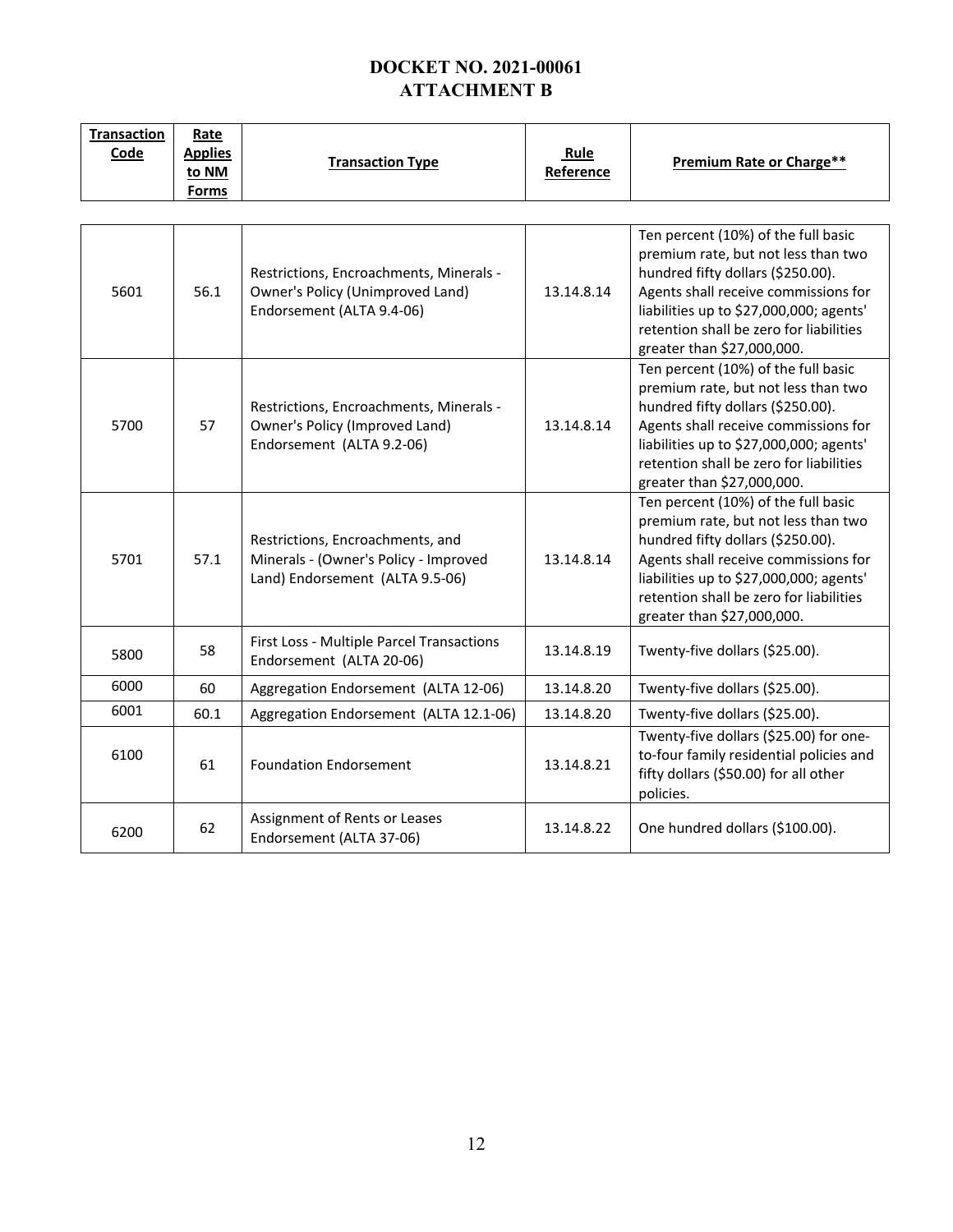# DOCKET NO. 2021-00061
# ATTACHMENT B

| Transaction Code | Rate Applies to NM Forms | Transaction Type | Rule Reference | Premium Rate or Charge** |
|---|---|---|---|---|
| 5601 | 56.1 | Restrictions, Encroachments, Minerals - Owner's Policy (Unimproved Land) Endorsement (ALTA 9.4-06) | 13.14.8.14 | Ten percent (10%) of the full basic premium rate, but not less than two hundred fifty dollars ($250.00). Agents shall receive commissions for liabilities up to $27,000,000; agents' retention shall be zero for liabilities greater than $27,000,000. |
| 5700 | 57 | Restrictions, Encroachments, Minerals - Owner's Policy (Improved Land) Endorsement (ALTA 9.2-06) | 13.14.8.14 | Ten percent (10%) of the full basic premium rate, but not less than two hundred fifty dollars ($250.00). Agents shall receive commissions for liabilities up to $27,000,000; agents' retention shall be zero for liabilities greater than $27,000,000. |
| 5701 | 57.1 | Restrictions, Encroachments, and Minerals - (Owner's Policy - Improved Land) Endorsement (ALTA 9.5-06) | 13.14.8.14 | Ten percent (10%) of the full basic premium rate, but not less than two hundred fifty dollars ($250.00). Agents shall receive commissions for liabilities up to $27,000,000; agents' retention shall be zero for liabilities greater than $27,000,000. |
| 5800 | 58 | First Loss - Multiple Parcel Transactions Endorsement (ALTA 20-06) | 13.14.8.19 | Twenty-five dollars ($25.00). |
| 6000 | 60 | Aggregation Endorsement (ALTA 12-06) | 13.14.8.20 | Twenty-five dollars ($25.00). |
| 6001 | 60.1 | Aggregation Endorsement (ALTA 12.1-06) | 13.14.8.20 | Twenty-five dollars ($25.00). |
| 6100 | 61 | Foundation Endorsement | 13.14.8.21 | Twenty-five dollars ($25.00) for one-to-four family residential policies and fifty dollars ($50.00) for all other policies. |
| 6200 | 62 | Assignment of Rents or Leases Endorsement (ALTA 37-06) | 13.14.8.22 | One hundred dollars ($100.00). |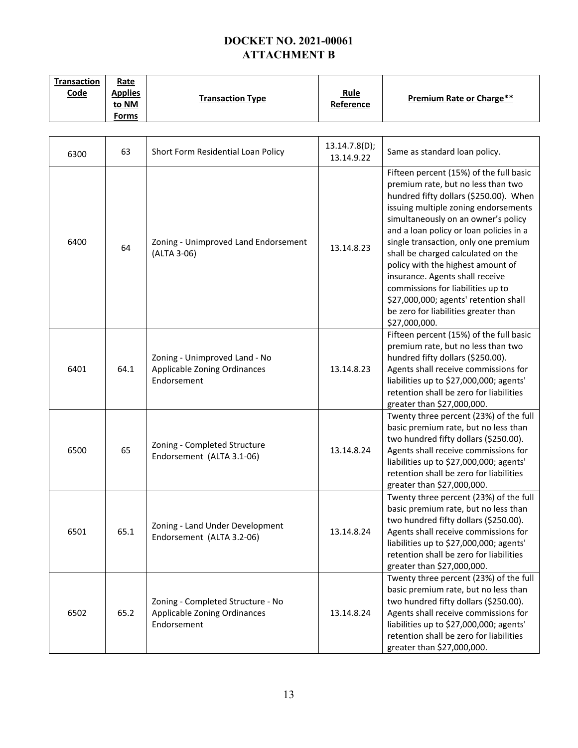# DOCKET NO. 2021-00061
# ATTACHMENT B

| Transaction Code | Rate Applies to NM Forms | Transaction Type | Rule Reference | Premium Rate or Charge** |
|---|---|---|---|---|
| 6300 | 63 | Short Form Residential Loan Policy | 13.14.7.8(D); 13.14.9.22 | Same as standard loan policy. |
| 6400 | 64 | Zoning - Unimproved Land Endorsement (ALTA 3-06) | 13.14.8.23 | Fifteen percent (15%) of the full basic premium rate, but no less than two hundred fifty dollars ($250.00). When issuing multiple zoning endorsements simultaneously on an owner's policy and a loan policy or loan policies in a single transaction, only one premium shall be charged calculated on the policy with the highest amount of insurance. Agents shall receive commissions for liabilities up to $27,000,000; agents' retention shall be zero for liabilities greater than $27,000,000. |
| 6401 | 64.1 | Zoning - Unimproved Land - No Applicable Zoning Ordinances Endorsement | 13.14.8.23 | Fifteen percent (15%) of the full basic premium rate, but no less than two hundred fifty dollars ($250.00). Agents shall receive commissions for liabilities up to $27,000,000; agents' retention shall be zero for liabilities greater than $27,000,000. |
| 6500 | 65 | Zoning - Completed Structure Endorsement (ALTA 3.1-06) | 13.14.8.24 | Twenty three percent (23%) of the full basic premium rate, but no less than two hundred fifty dollars ($250.00). Agents shall receive commissions for liabilities up to $27,000,000; agents' retention shall be zero for liabilities greater than $27,000,000. |
| 6501 | 65.1 | Zoning - Land Under Development Endorsement (ALTA 3.2-06) | 13.14.8.24 | Twenty three percent (23%) of the full basic premium rate, but no less than two hundred fifty dollars ($250.00). Agents shall receive commissions for liabilities up to $27,000,000; agents' retention shall be zero for liabilities greater than $27,000,000. |
| 6502 | 65.2 | Zoning - Completed Structure - No Applicable Zoning Ordinances Endorsement | 13.14.8.24 | Twenty three percent (23%) of the full basic premium rate, but no less than two hundred fifty dollars ($250.00). Agents shall receive commissions for liabilities up to $27,000,000; agents' retention shall be zero for liabilities greater than $27,000,000. |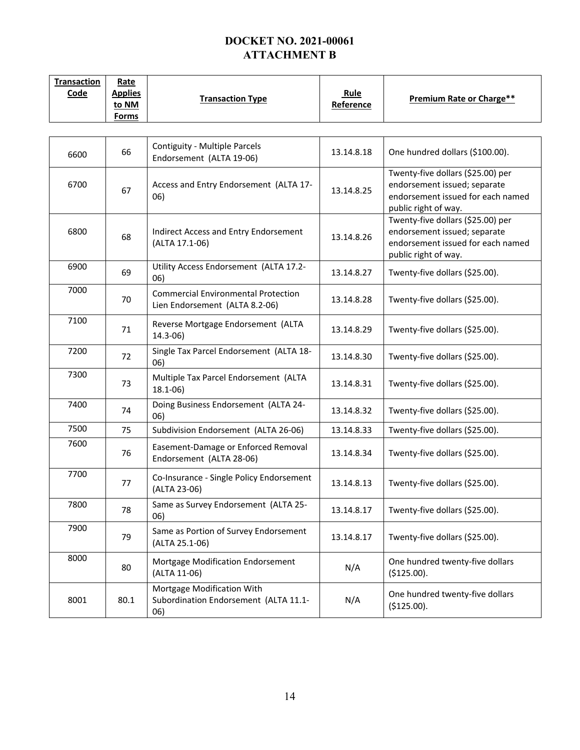# DOCKET NO. 2021-00061
# ATTACHMENT B

| Transaction Code | Rate Applies to NM Forms | Transaction Type | Rule Reference | Premium Rate or Charge** |
|---|---|---|---|---|
| 6600 | 66 | Contiguity - Multiple Parcels Endorsement (ALTA 19-06) | 13.14.8.18 | One hundred dollars ($100.00). |
| 6700 | 67 | Access and Entry Endorsement (ALTA 17-06) | 13.14.8.25 | Twenty-five dollars ($25.00) per endorsement issued; separate endorsement issued for each named public right of way. |
| 6800 | 68 | Indirect Access and Entry Endorsement (ALTA 17.1-06) | 13.14.8.26 | Twenty-five dollars ($25.00) per endorsement issued; separate endorsement issued for each named public right of way. |
| 6900 | 69 | Utility Access Endorsement (ALTA 17.2-06) | 13.14.8.27 | Twenty-five dollars ($25.00). |
| 7000 | 70 | Commercial Environmental Protection Lien Endorsement (ALTA 8.2-06) | 13.14.8.28 | Twenty-five dollars ($25.00). |
| 7100 | 71 | Reverse Mortgage Endorsement (ALTA 14.3-06) | 13.14.8.29 | Twenty-five dollars ($25.00). |
| 7200 | 72 | Single Tax Parcel Endorsement (ALTA 18-06) | 13.14.8.30 | Twenty-five dollars ($25.00). |
| 7300 | 73 | Multiple Tax Parcel Endorsement (ALTA 18.1-06) | 13.14.8.31 | Twenty-five dollars ($25.00). |
| 7400 | 74 | Doing Business Endorsement (ALTA 24-06) | 13.14.8.32 | Twenty-five dollars ($25.00). |
| 7500 | 75 | Subdivision Endorsement (ALTA 26-06) | 13.14.8.33 | Twenty-five dollars ($25.00). |
| 7600 | 76 | Easement-Damage or Enforced Removal Endorsement (ALTA 28-06) | 13.14.8.34 | Twenty-five dollars ($25.00). |
| 7700 | 77 | Co-Insurance - Single Policy Endorsement (ALTA 23-06) | 13.14.8.13 | Twenty-five dollars ($25.00). |
| 7800 | 78 | Same as Survey Endorsement (ALTA 25-06) | 13.14.8.17 | Twenty-five dollars ($25.00). |
| 7900 | 79 | Same as Portion of Survey Endorsement (ALTA 25.1-06) | 13.14.8.17 | Twenty-five dollars ($25.00). |
| 8000 | 80 | Mortgage Modification Endorsement (ALTA 11-06) | N/A | One hundred twenty-five dollars ($125.00). |
| 8001 | 80.1 | Mortgage Modification With Subordination Endorsement (ALTA 11.1-06) | N/A | One hundred twenty-five dollars ($125.00). |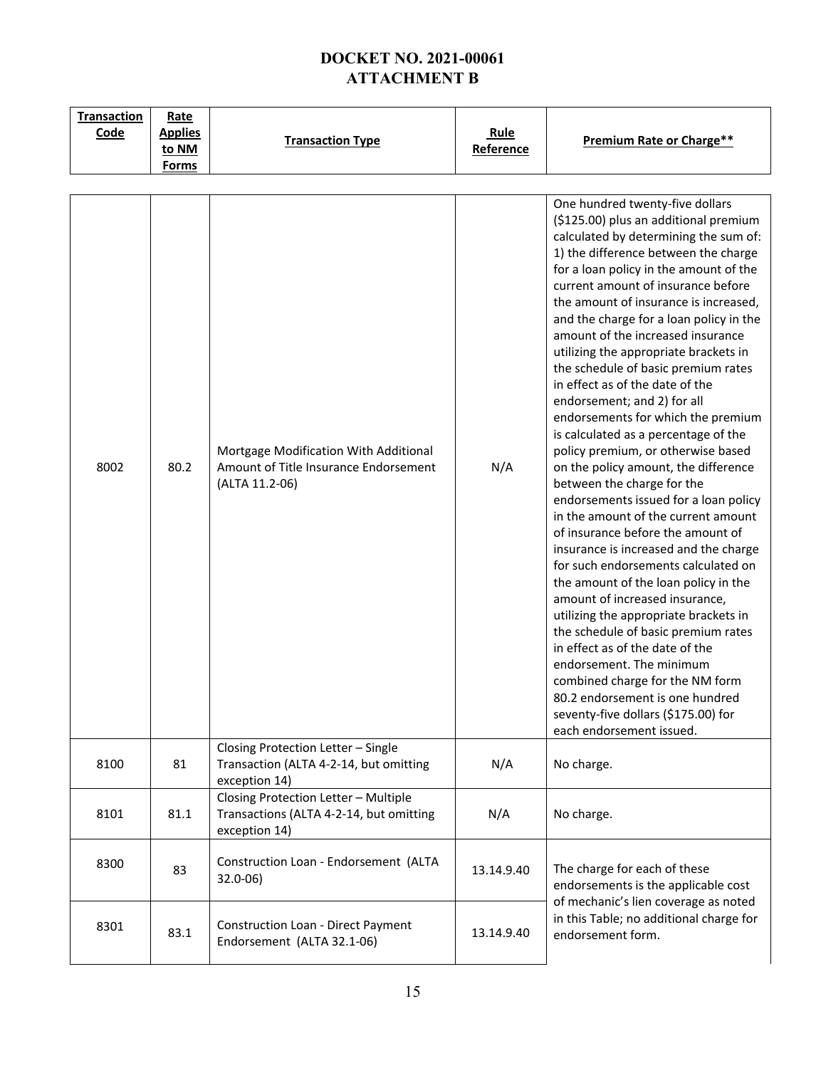# DOCKET NO. 2021-00061
# ATTACHMENT B

| Transaction Code | Rate Applies to NM Forms | Transaction Type | Rule Reference | Premium Rate or Charge** |
|---|---|---|---|---|
| 8002 | 80.2 | Mortgage Modification With Additional Amount of Title Insurance Endorsement (ALTA 11.2-06) | N/A | One hundred twenty-five dollars ($125.00) plus an additional premium calculated by determining the sum of: 1) the difference between the charge for a loan policy in the amount of the current amount of insurance before the amount of insurance is increased, and the charge for a loan policy in the amount of the increased insurance utilizing the appropriate brackets in the schedule of basic premium rates in effect as of the date of the endorsement; and 2) for all endorsements for which the premium is calculated as a percentage of the policy premium, or otherwise based on the policy amount, the difference between the charge for the endorsements issued for a loan policy in the amount of the current amount of insurance before the amount of insurance is increased and the charge for such endorsements calculated on the amount of the loan policy in the amount of increased insurance, utilizing the appropriate brackets in the schedule of basic premium rates in effect as of the date of the endorsement. The minimum combined charge for the NM form 80.2 endorsement is one hundred seventy-five dollars ($175.00) for each endorsement issued. |
| 8100 | 81 | Closing Protection Letter – Single Transaction (ALTA 4-2-14, but omitting exception 14) | N/A | No charge. |
| 8101 | 81.1 | Closing Protection Letter – Multiple Transactions (ALTA 4-2-14, but omitting exception 14) | N/A | No charge. |
| 8300 | 83 | Construction Loan - Endorsement (ALTA 32.0-06) | 13.14.9.40 | The charge for each of these endorsements is the applicable cost of mechanic's lien coverage as noted in this Table; no additional charge for endorsement form. |
| 8301 | 83.1 | Construction Loan - Direct Payment Endorsement (ALTA 32.1-06) | 13.14.9.40 | |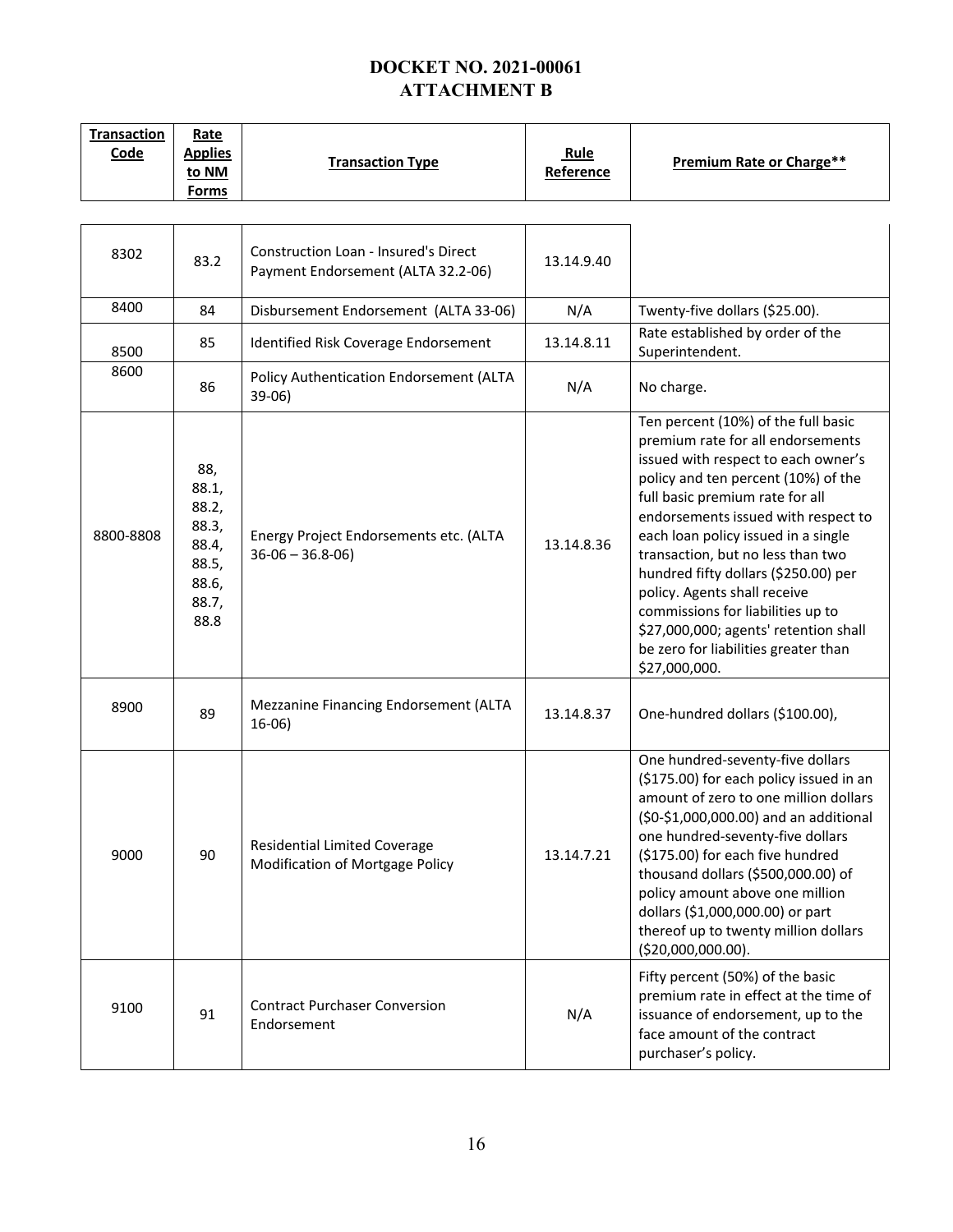# DOCKET NO. 2021-00061
# ATTACHMENT B

| Transaction Code | Rate Applies to NM Forms | Transaction Type | Rule Reference | Premium Rate or Charge** |
|---|---|---|---|---|
| 8302 | 83.2 | Construction Loan - Insured's Direct Payment Endorsement (ALTA 32.2-06) | 13.14.9.40 | |
| 8400 | 84 | Disbursement Endorsement (ALTA 33-06) | N/A | Twenty-five dollars ($25.00). |
| 8500 | 85 | Identified Risk Coverage Endorsement | 13.14.8.11 | Rate established by order of the Superintendent. |
| 8600 | 86 | Policy Authentication Endorsement (ALTA 39-06) | N/A | No charge. |
| 8800-8808 | 88, 88.1, 88.2, 88.3, 88.4, 88.5, 88.6, 88.7, 88.8 | Energy Project Endorsements etc. (ALTA 36-06 – 36.8-06) | 13.14.8.36 | Ten percent (10%) of the full basic premium rate for all endorsements issued with respect to each owner's policy and ten percent (10%) of the full basic premium rate for all endorsements issued with respect to each loan policy issued in a single transaction, but no less than two hundred fifty dollars ($250.00) per policy. Agents shall receive commissions for liabilities up to $27,000,000; agents' retention shall be zero for liabilities greater than $27,000,000. |
| 8900 | 89 | Mezzanine Financing Endorsement (ALTA 16-06) | 13.14.8.37 | One-hundred dollars ($100.00), |
| 9000 | 90 | Residential Limited Coverage Modification of Mortgage Policy | 13.14.7.21 | One hundred-seventy-five dollars ($175.00) for each policy issued in an amount of zero to one million dollars ($0-$1,000,000.00) and an additional one hundred-seventy-five dollars ($175.00) for each five hundred thousand dollars ($500,000.00) of policy amount above one million dollars ($1,000,000.00) or part thereof up to twenty million dollars ($20,000,000.00). |
| 9100 | 91 | Contract Purchaser Conversion Endorsement | N/A | Fifty percent (50%) of the basic premium rate in effect at the time of issuance of endorsement, up to the face amount of the contract purchaser's policy. |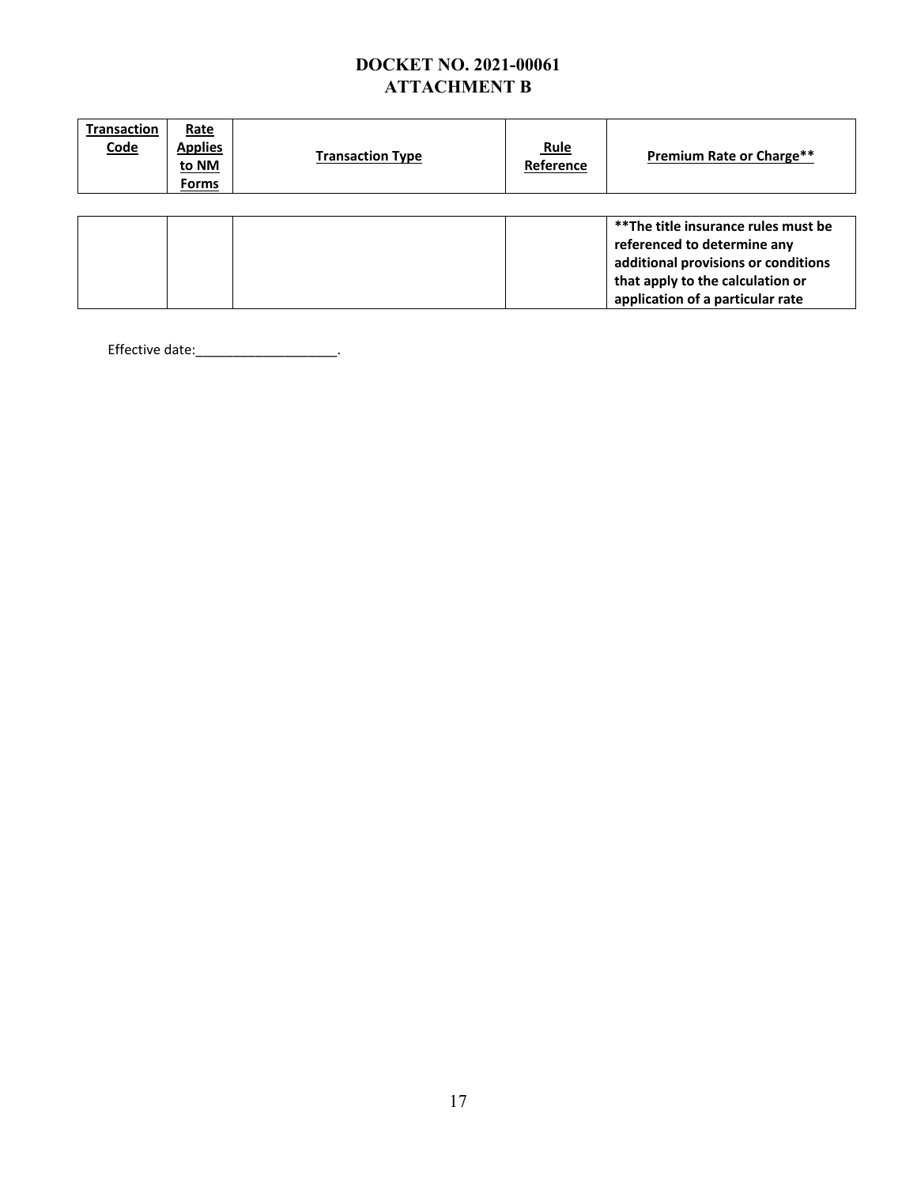# DOCKET NO. 2021-00061
# ATTACHMENT B

| **Transaction Code** | **Rate Applies to NM Forms** | **Transaction Type** | **Rule Reference** | **Premium Rate or Charge**** |
|---|---|---|---|---|
| | | | | **The title insurance rules must be referenced to determine any additional provisions or conditions that apply to the calculation or application of a particular rate** |

Effective date:___________________.